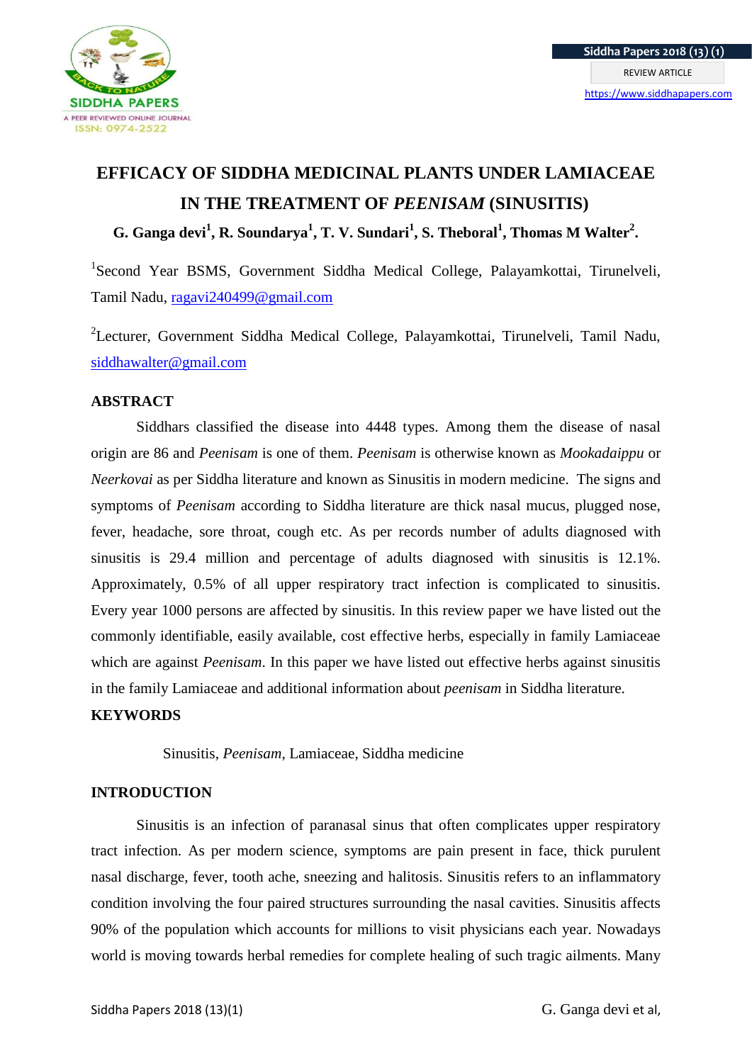# EFFICACY OF SIDDHA MEDICINAL PLANTS UNDER LAMIACEAE IN THE TREATMENT OF *PEENISAM* (SINUSITIS)

**G. Ganga devi[1], R. Soundarya[1], T. V. Sundari[1], S. Theboral[1], Thomas M Walter[2].**

[1]Second Year BSMS, Government Siddha Medical College, Palayamkottai, Tirunelveli, Tamil Nadu, ragavi240499@gmail.com

[2]Lecturer, Government Siddha Medical College, Palayamkottai, Tirunelveli, Tamil Nadu, siddhawalter@gmail.com

## ABSTRACT

Siddhars classified the disease into 4448 types. Among them the disease of nasal origin are 86 and *Peenisam* is one of them. *Peenisam* is otherwise known as *Mookadaippu* or *Neerkovai* as per Siddha literature and known as Sinusitis in modern medicine. The signs and symptoms of *Peenisam* according to Siddha literature are thick nasal mucus, plugged nose, fever, headache, sore throat, cough etc. As per records number of adults diagnosed with sinusitis is 29.4 million and percentage of adults diagnosed with sinusitis is 12.1%. Approximately, 0.5% of all upper respiratory tract infection is complicated to sinusitis. Every year 1000 persons are affected by sinusitis. In this review paper we have listed out the commonly identifiable, easily available, cost effective herbs, especially in family Lamiaceae which are against *Peenisam*. In this paper we have listed out effective herbs against sinusitis in the family Lamiaceae and additional information about *peenisam* in Siddha literature.

## KEYWORDS

Sinusitis, *Peenisam*, Lamiaceae, Siddha medicine

## INTRODUCTION

Sinusitis is an infection of paranasal sinus that often complicates upper respiratory tract infection. As per modern science, symptoms are pain present in face, thick purulent nasal discharge, fever, tooth ache, sneezing and halitosis. Sinusitis refers to an inflammatory condition involving the four paired structures surrounding the nasal cavities. Sinusitis affects 90% of the population which accounts for millions to visit physicians each year. Nowadays world is moving towards herbal remedies for complete healing of such tragic ailments. Many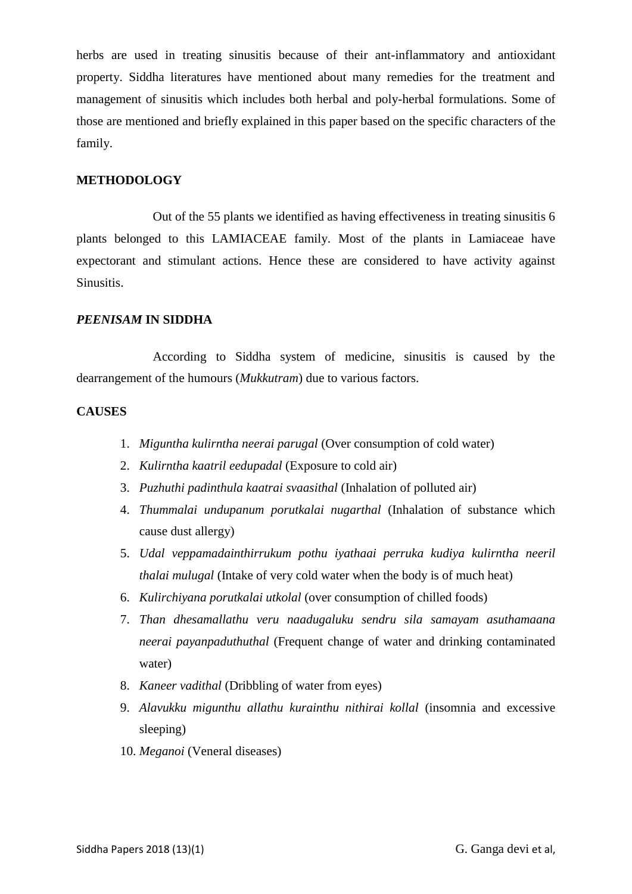herbs are used in treating sinusitis because of their ant-inflammatory and antioxidant property. Siddha literatures have mentioned about many remedies for the treatment and management of sinusitis which includes both herbal and poly-herbal formulations. Some of those are mentioned and briefly explained in this paper based on the specific characters of the family.

## METHODOLOGY

Out of the 55 plants we identified as having effectiveness in treating sinusitis 6 plants belonged to this LAMIACEAE family. Most of the plants in Lamiaceae have expectorant and stimulant actions. Hence these are considered to have activity against Sinusitis.

## *PEENISAM* IN SIDDHA

According to Siddha system of medicine, sinusitis is caused by the dearrangement of the humours (*Mukkutram*) due to various factors.

## CAUSES

1. *Miguntha kulirntha neerai parugal* (Over consumption of cold water)
2. *Kulirntha kaatril eedupadal* (Exposure to cold air)
3. *Puzhuthi padinthula kaatrai svaasithal* (Inhalation of polluted air)
4. *Thummalai undupanum porutkalai nugarthal* (Inhalation of substance which cause dust allergy)
5. *Udal veppamadainthirrukum pothu iyathaai perruka kudiya kulirntha neeril thalai mulugal* (Intake of very cold water when the body is of much heat)
6. *Kulirchiyana porutkalai utkolal* (over consumption of chilled foods)
7. *Than dhesamallathu veru naadugaluku sendru sila samayam asuthamaana neerai payanpaduthuthal* (Frequent change of water and drinking contaminated water)
8. *Kaneer vadithal* (Dribbling of water from eyes)
9. *Alavukku migunthu allathu kurainthu nithirai kollal* (insomnia and excessive sleeping)
10. *Meganoi* (Veneral diseases)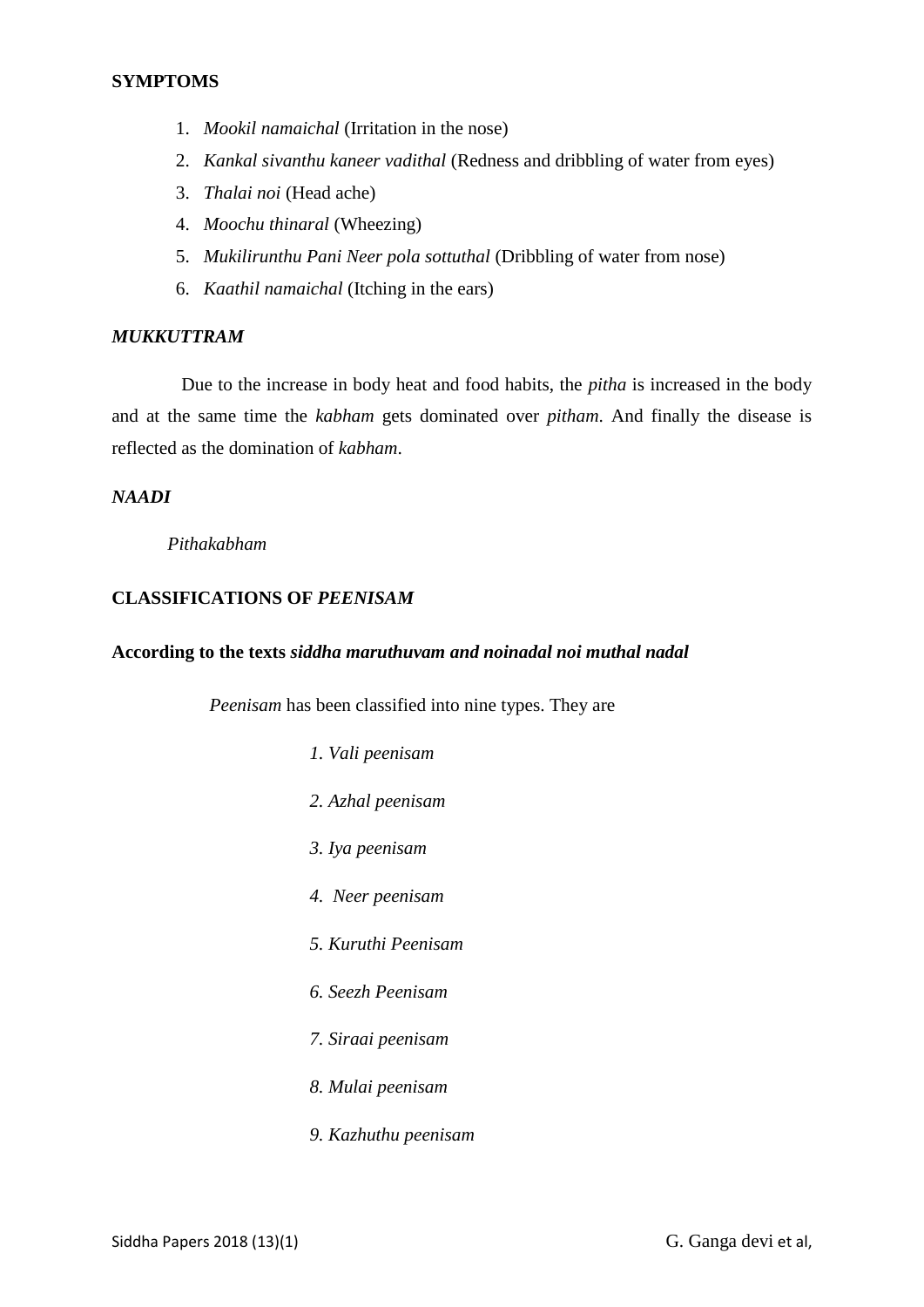**SYMPTOMS**

1. *Mookil namaichal* (Irritation in the nose)
2. *Kankal sivanthu kaneer vadithal* (Redness and dribbling of water from eyes)
3. *Thalai noi* (Head ache)
4. *Moochu thinaral* (Wheezing)
5. *Mukilirunthu Pani Neer pola sottuthal* (Dribbling of water from nose)
6. *Kaathil namaichal* (Itching in the ears)

***MUKKUTTRAM***

Due to the increase in body heat and food habits, the *pitha* is increased in the body and at the same time the *kabham* gets dominated over *pitham*. And finally the disease is reflected as the domination of *kabham*.

***NAADI***

*Pithakabham*

**CLASSIFICATIONS OF *PEENISAM***

**According to the texts *siddha maruthuvam and noinadal noi muthal nadal***

*Peenisam* has been classified into nine types. They are

*1. Vali peenisam*

*2. Azhal peenisam*

*3. Iya peenisam*

*4. Neer peenisam*

*5. Kuruthi Peenisam*

*6. Seezh Peenisam*

*7. Siraai peenisam*

*8. Mulai peenisam*

*9. Kazhuthu peenisam*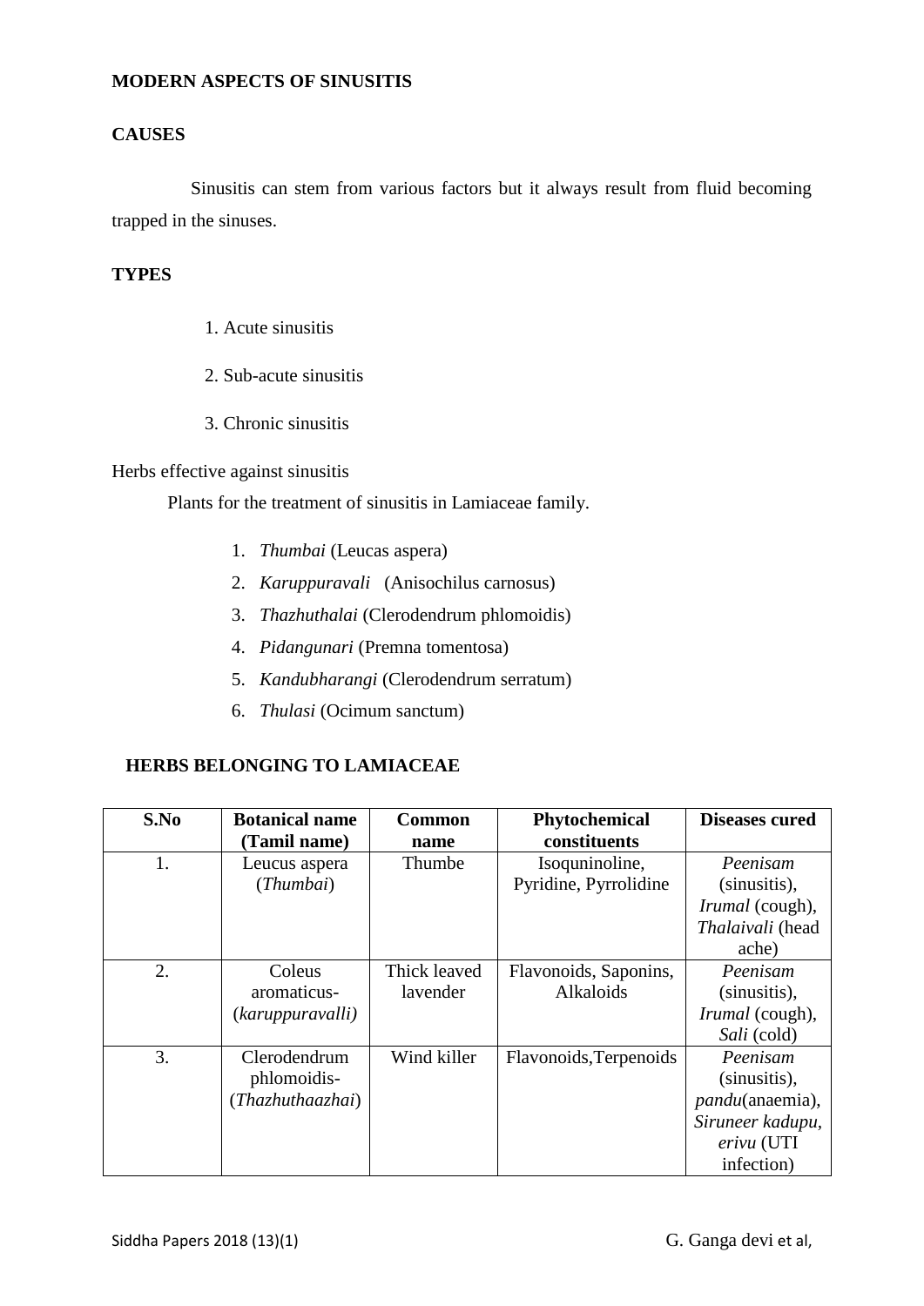**MODERN ASPECTS OF SINUSITIS**

**CAUSES**

Sinusitis can stem from various factors but it always result from fluid becoming trapped in the sinuses.

**TYPES**

1. Acute sinusitis
2. Sub-acute sinusitis
3. Chronic sinusitis

Herbs effective against sinusitis

Plants for the treatment of sinusitis in Lamiaceae family.

1. *Thumbai* (Leucas aspera)
2. *Karuppuravali* (Anisochilus carnosus)
3. *Thazhuthalai* (Clerodendrum phlomoidis)
4. *Pidangunari* (Premna tomentosa)
5. *Kandubharangi* (Clerodendrum serratum)
6. *Thulasi* (Ocimum sanctum)

**HERBS BELONGING TO LAMIACEAE**

| S.No | Botanical name (Tamil name) | Common name | Phytochemical constituents | Diseases cured |
|---|---|---|---|---|
| 1. | Leucus aspera (*Thumbai*) | Thumbe | Isoquninoline, Pyridine, Pyrrolidine | *Peenisam* (sinusitis), *Irumal* (cough), *Thalaivali* (head ache) |
| 2. | Coleus aromaticus- (*karuppuravalli)* | Thick leaved lavender | Flavonoids, Saponins, Alkaloids | *Peenisam* (sinusitis), *Irumal* (cough), *Sali* (cold) |
| 3. | Clerodendrum phlomoidis- (*Thazhuthaazhai*) | Wind killer | Flavonoids,Terpenoids | *Peenisam* (sinusitis), *pandu*(anaemia), *Siruneer kadupu, erivu* (UTI infection) |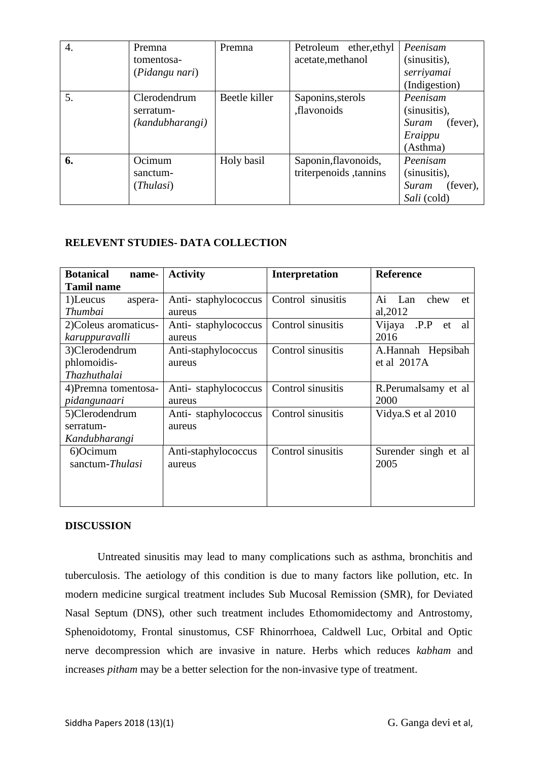| 4. | Premna tomentosa- (*Pidangu nari*) | Premna | Petroleum ether,ethyl acetate,methanol | *Peenisam* (sinusitis), *serriyamai* (Indigestion) |
|---|---|---|---|---|
| 5. | Clerodendrum serratum- *(kandubharangi)* | Beetle killer | Saponins,sterols ,flavonoids | *Peenisam* (sinusitis), *Suram* (fever), *Eraippu* (Asthma) |
| **6.** | Ocimum sanctum- (*Thulasi*) | Holy basil | Saponin,flavonoids, triterpenoids ,tannins | *Peenisam* (sinusitis), *Suram* (fever), *Sali* (cold) |

**RELEVENT STUDIES- DATA COLLECTION**

| **Botanical name- Tamil name** | **Activity** | **Interpretation** | **Reference** |
|---|---|---|---|
| 1)Leucus aspera- *Thumbai* | Anti- staphylococcus aureus | Control sinusitis | Ai Lan chew et al,2012 |
| 2)Coleus aromaticus- *karuppuravalli* | Anti- staphylococcus aureus | Control sinusitis | Vijaya .P.P et al 2016 |
| 3)Clerodendrum phlomoidis- *Thazhuthalai* | Anti-staphylococcus aureus | Control sinusitis | A.Hannah Hepsibah et al 2017A |
| 4)Premna tomentosa- *pidangunaari* | Anti- staphylococcus aureus | Control sinusitis | R.Perumalsamy et al 2000 |
| 5)Clerodendrum serratum- *Kandubharangi* | Anti- staphylococcus aureus | Control sinusitis | Vidya.S et al 2010 |
| 6)Ocimum sanctum-*Thulasi* | Anti-staphylococcus aureus | Control sinusitis | Surender singh et al 2005 |

**DISCUSSION**

Untreated sinusitis may lead to many complications such as asthma, bronchitis and tuberculosis. The aetiology of this condition is due to many factors like pollution, etc. In modern medicine surgical treatment includes Sub Mucosal Remission (SMR), for Deviated Nasal Septum (DNS), other such treatment includes Ethomomidectomy and Antrostomy, Sphenoidotomy, Frontal sinustomus, CSF Rhinorrhoea, Caldwell Luc, Orbital and Optic nerve decompression which are invasive in nature. Herbs which reduces *kabham* and increases *pitham* may be a better selection for the non-invasive type of treatment.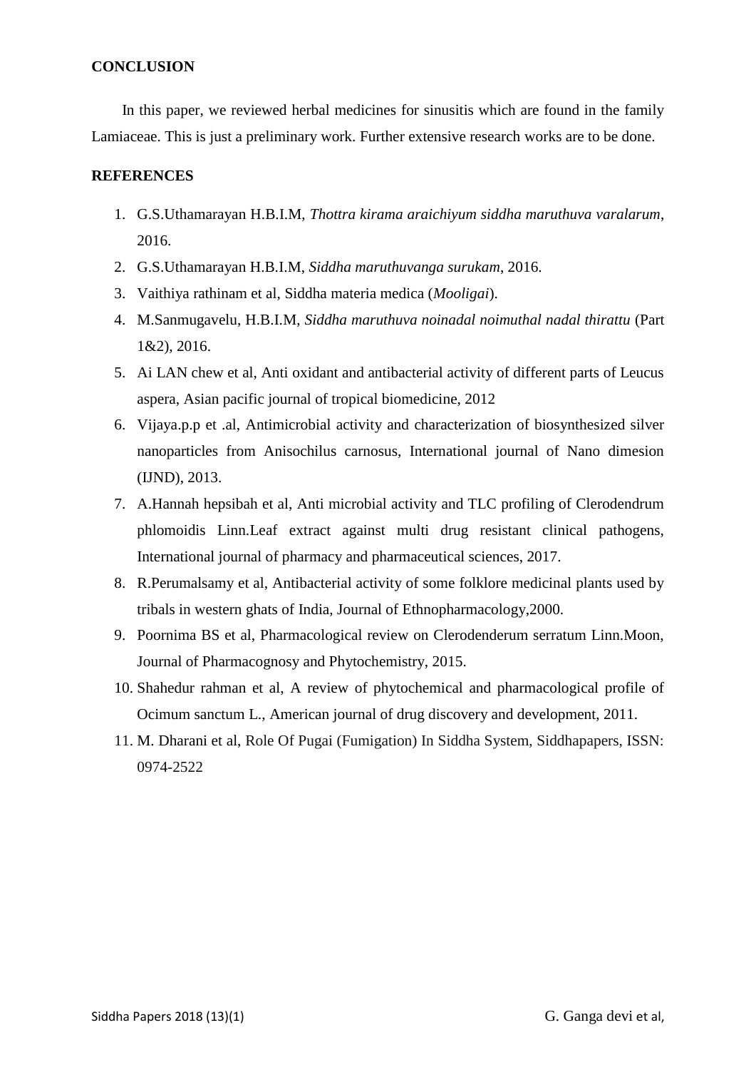## CONCLUSION

In this paper, we reviewed herbal medicines for sinusitis which are found in the family Lamiaceae. This is just a preliminary work. Further extensive research works are to be done.

## REFERENCES

1. G.S.Uthamarayan H.B.I.M, *Thottra kirama araichiyum siddha maruthuva varalarum*, 2016.
2. G.S.Uthamarayan H.B.I.M, *Siddha maruthuvanga surukam*, 2016.
3. Vaithiya rathinam et al, Siddha materia medica (*Mooligai*).
4. M.Sanmugavelu, H.B.I.M, *Siddha maruthuva noinadal noimuthal nadal thirattu* (Part 1&2), 2016.
5. Ai LAN chew et al, Anti oxidant and antibacterial activity of different parts of Leucus aspera, Asian pacific journal of tropical biomedicine, 2012
6. Vijaya.p.p et .al, Antimicrobial activity and characterization of biosynthesized silver nanoparticles from Anisochilus carnosus, International journal of Nano dimesion (IJND), 2013.
7. A.Hannah hepsibah et al, Anti microbial activity and TLC profiling of Clerodendrum phlomoidis Linn.Leaf extract against multi drug resistant clinical pathogens, International journal of pharmacy and pharmaceutical sciences, 2017.
8. R.Perumalsamy et al, Antibacterial activity of some folklore medicinal plants used by tribals in western ghats of India, Journal of Ethnopharmacology,2000.
9. Poornima BS et al, Pharmacological review on Clerodenderum serratum Linn.Moon, Journal of Pharmacognosy and Phytochemistry, 2015.
10. Shahedur rahman et al, A review of phytochemical and pharmacological profile of Ocimum sanctum L., American journal of drug discovery and development, 2011.
11. M. Dharani et al, Role Of Pugai (Fumigation) In Siddha System, Siddhapapers, ISSN: 0974-2522